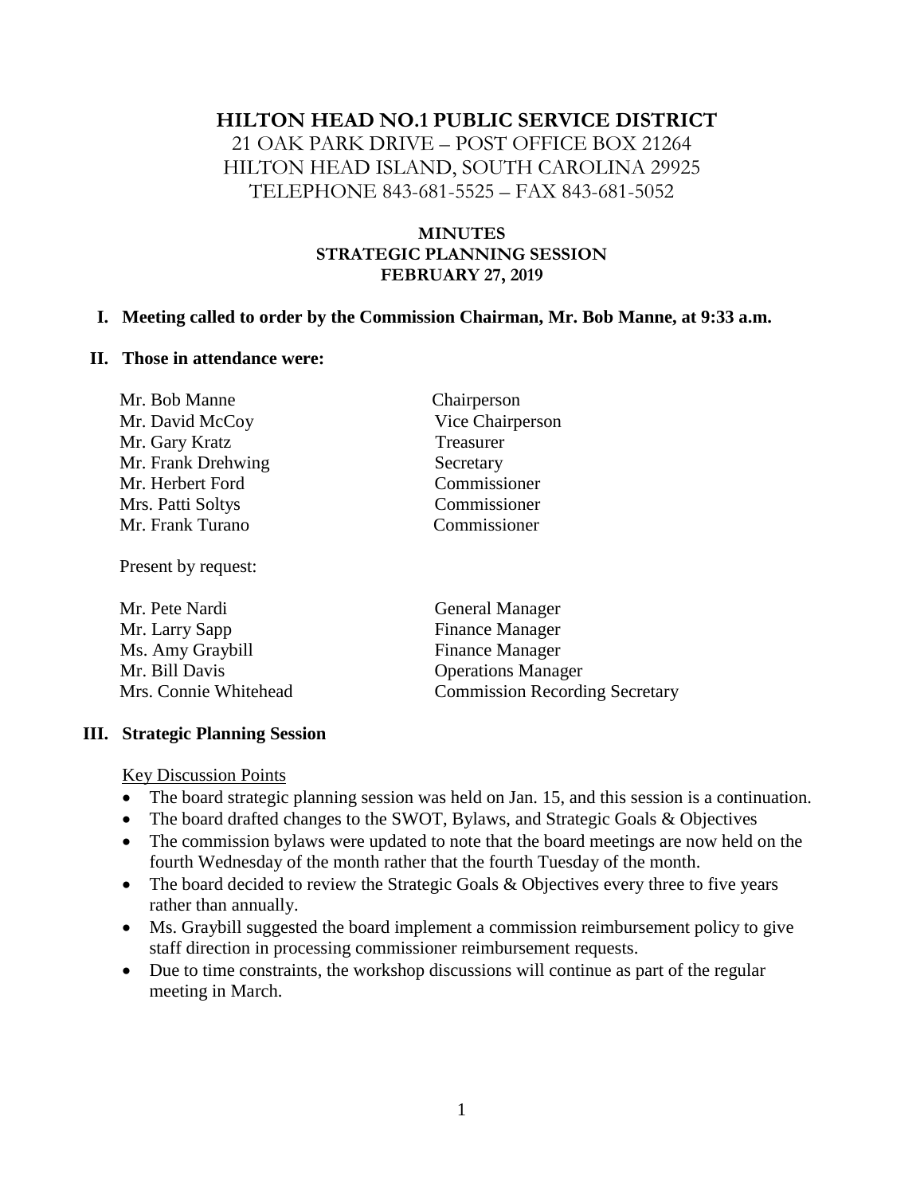# HILTON HEAD NO.1 PUBLIC SERVICE DISTRICT

21 OAK PARK DRIVE – POST OFFICE BOX 21264
HILTON HEAD ISLAND, SOUTH CAROLINA 29925
TELEPHONE 843-681-5525 – FAX 843-681-5052

## MINUTES
## STRATEGIC PLANNING SESSION
## FEBRUARY 27, 2019

**I. Meeting called to order by the Commission Chairman, Mr. Bob Manne, at 9:33 a.m.**

**II. Those in attendance were:**

| | |
|---|---|
| Mr. Bob Manne | Chairperson |
| Mr. David McCoy | Vice Chairperson |
| Mr. Gary Kratz | Treasurer |
| Mr. Frank Drehwing | Secretary |
| Mr. Herbert Ford | Commissioner |
| Mrs. Patti Soltys | Commissioner |
| Mr. Frank Turano | Commissioner |

Present by request:

| | |
|---|---|
| Mr. Pete Nardi | General Manager |
| Mr. Larry Sapp | Finance Manager |
| Ms. Amy Graybill | Finance Manager |
| Mr. Bill Davis | Operations Manager |
| Mrs. Connie Whitehead | Commission Recording Secretary |

**III. Strategic Planning Session**

Key Discussion Points

- The board strategic planning session was held on Jan. 15, and this session is a continuation.
- The board drafted changes to the SWOT, Bylaws, and Strategic Goals & Objectives
- The commission bylaws were updated to note that the board meetings are now held on the fourth Wednesday of the month rather that the fourth Tuesday of the month.
- The board decided to review the Strategic Goals & Objectives every three to five years rather than annually.
- Ms. Graybill suggested the board implement a commission reimbursement policy to give staff direction in processing commissioner reimbursement requests.
- Due to time constraints, the workshop discussions will continue as part of the regular meeting in March.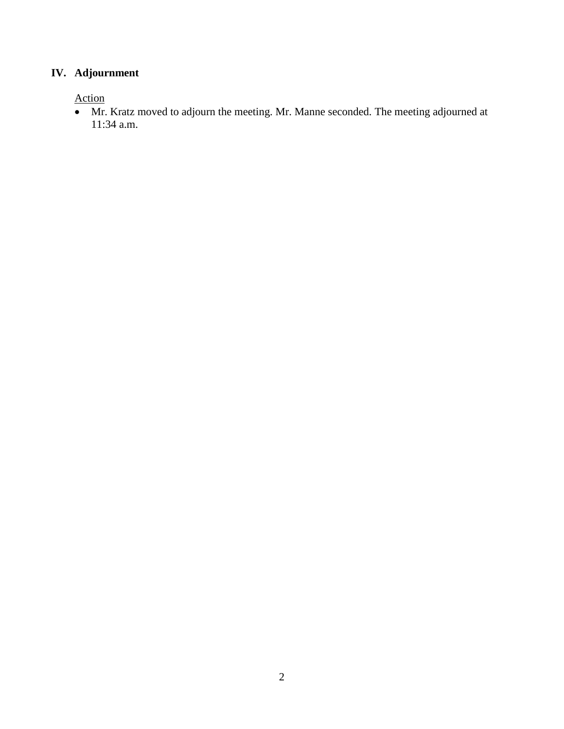## IV. Adjournment

Action

- Mr. Kratz moved to adjourn the meeting. Mr. Manne seconded. The meeting adjourned at 11:34 a.m.